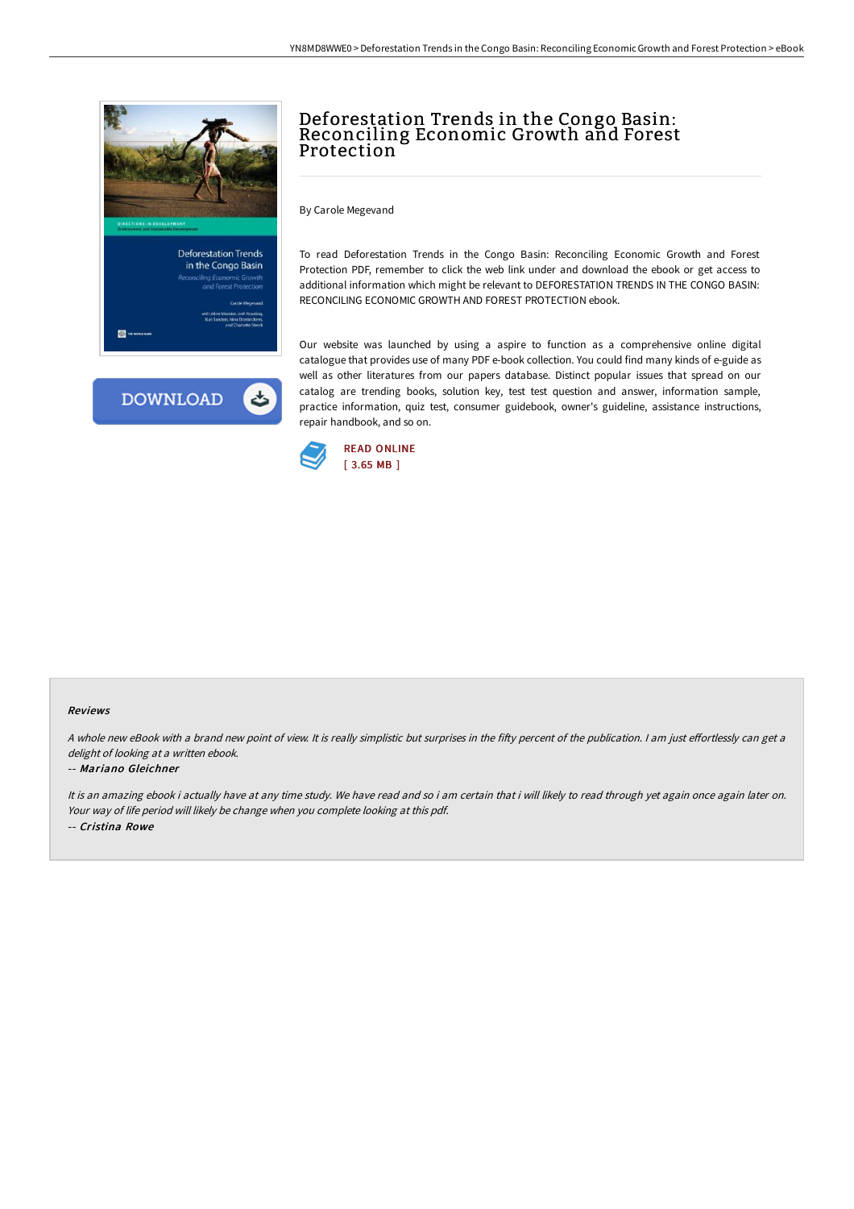# Deforestation Trends in the Congo Basin: Reconciling Economic Growth and Forest Protection

By Carole Megevand

To read Deforestation Trends in the Congo Basin: Reconciling Economic Growth and Forest Protection PDF, remember to click the web link under and download the ebook or get access to additional information which might be relevant to DEFORESTATION TRENDS IN THE CONGO BASIN: RECONCILING ECONOMIC GROWTH AND FOREST PROTECTION ebook.

Our website was launched by using a aspire to function as a comprehensive online digital catalogue that provides use of many PDF e-book collection. You could find many kinds of e-guide as well as other literatures from our papers database. Distinct popular issues that spread on our catalog are trending books, solution key, test test question and answer, information sample, practice information, quiz test, consumer guidebook, owner's guideline, assistance instructions, repair handbook, and so on.

DOWNLOAD

READ ONLINE
[ 3.65 MB ]

### Reviews

*A whole new eBook with a brand new point of view. It is really simplistic but surprises in the fifty percent of the publication. I am just effortlessly can get a delight of looking at a written ebook.*

-- *Mariano Gleichner*

*It is an amazing ebook i actually have at any time study. We have read and so i am certain that i will likely to read through yet again once again later on. Your way of life period will likely be change when you complete looking at this pdf.*

-- *Cristina Rowe*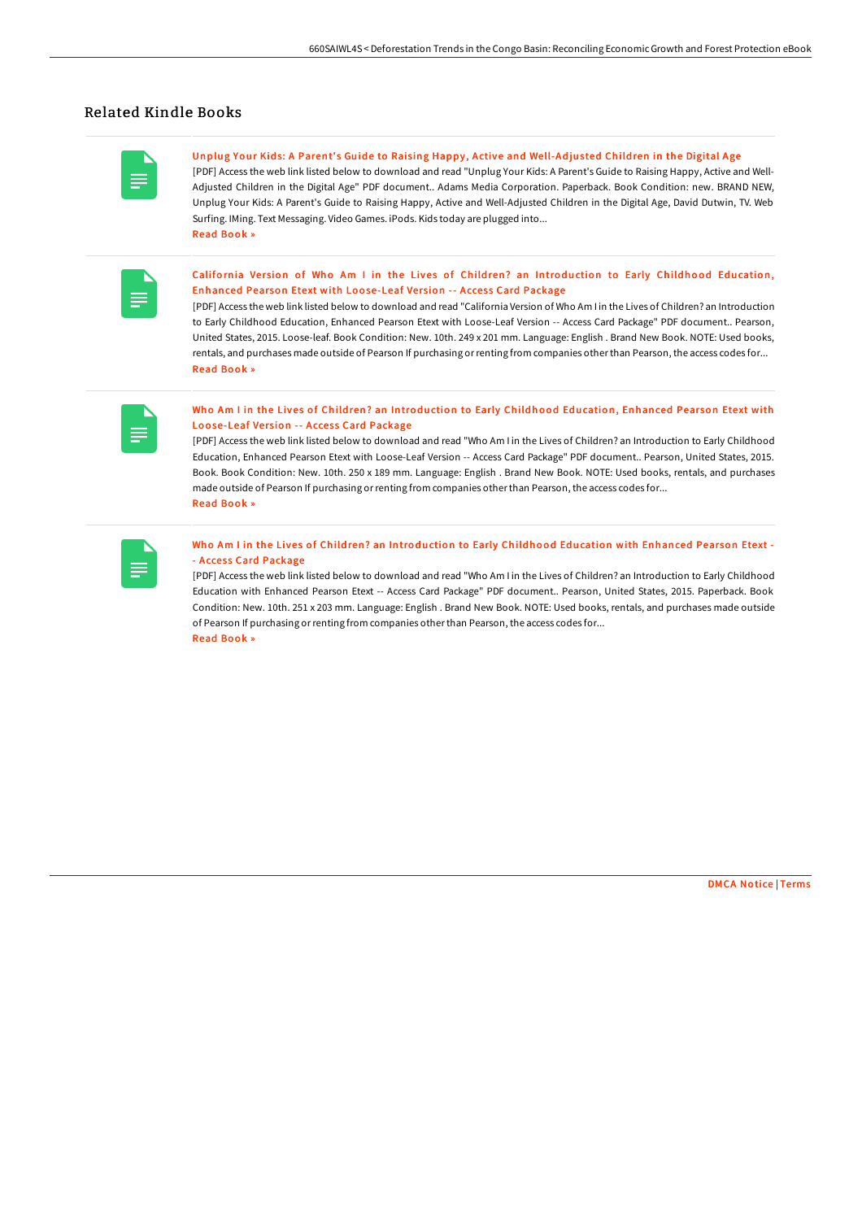## Related Kindle Books

### Unplug Your Kids: A Parent's Guide to Raising Happy, Active and Well-Adjusted Children in the Digital Age

[PDF] Access the web link listed below to download and read "Unplug Your Kids: A Parent's Guide to Raising Happy, Active and Well-Adjusted Children in the Digital Age" PDF document.. Adams Media Corporation. Paperback. Book Condition: new. BRAND NEW, Unplug Your Kids: A Parent's Guide to Raising Happy, Active and Well-Adjusted Children in the Digital Age, David Dutwin, TV. Web Surfing. IMing. Text Messaging. Video Games. iPods. Kids today are plugged into...

Read Book »

### California Version of Who Am I in the Lives of Children? an Introduction to Early Childhood Education, Enhanced Pearson Etext with Loose-Leaf Version -- Access Card Package

[PDF] Access the web link listed below to download and read "California Version of Who Am I in the Lives of Children? an Introduction to Early Childhood Education, Enhanced Pearson Etext with Loose-Leaf Version -- Access Card Package" PDF document.. Pearson, United States, 2015. Loose-leaf. Book Condition: New. 10th. 249 x 201 mm. Language: English . Brand New Book. NOTE: Used books, rentals, and purchases made outside of Pearson If purchasing or renting from companies other than Pearson, the access codes for...

Read Book »

### Who Am I in the Lives of Children? an Introduction to Early Childhood Education, Enhanced Pearson Etext with Loose-Leaf Version -- Access Card Package

[PDF] Access the web link listed below to download and read "Who Am I in the Lives of Children? an Introduction to Early Childhood Education, Enhanced Pearson Etext with Loose-Leaf Version -- Access Card Package" PDF document.. Pearson, United States, 2015. Book. Book Condition: New. 10th. 250 x 189 mm. Language: English . Brand New Book. NOTE: Used books, rentals, and purchases made outside of Pearson If purchasing or renting from companies other than Pearson, the access codes for...

Read Book »

### Who Am I in the Lives of Children? an Introduction to Early Childhood Education with Enhanced Pearson Etext -- Access Card Package

[PDF] Access the web link listed below to download and read "Who Am I in the Lives of Children? an Introduction to Early Childhood Education with Enhanced Pearson Etext -- Access Card Package" PDF document.. Pearson, United States, 2015. Paperback. Book Condition: New. 10th. 251 x 203 mm. Language: English . Brand New Book. NOTE: Used books, rentals, and purchases made outside of Pearson If purchasing or renting from companies other than Pearson, the access codes for...

Read Book »

DMCA Notice | Terms